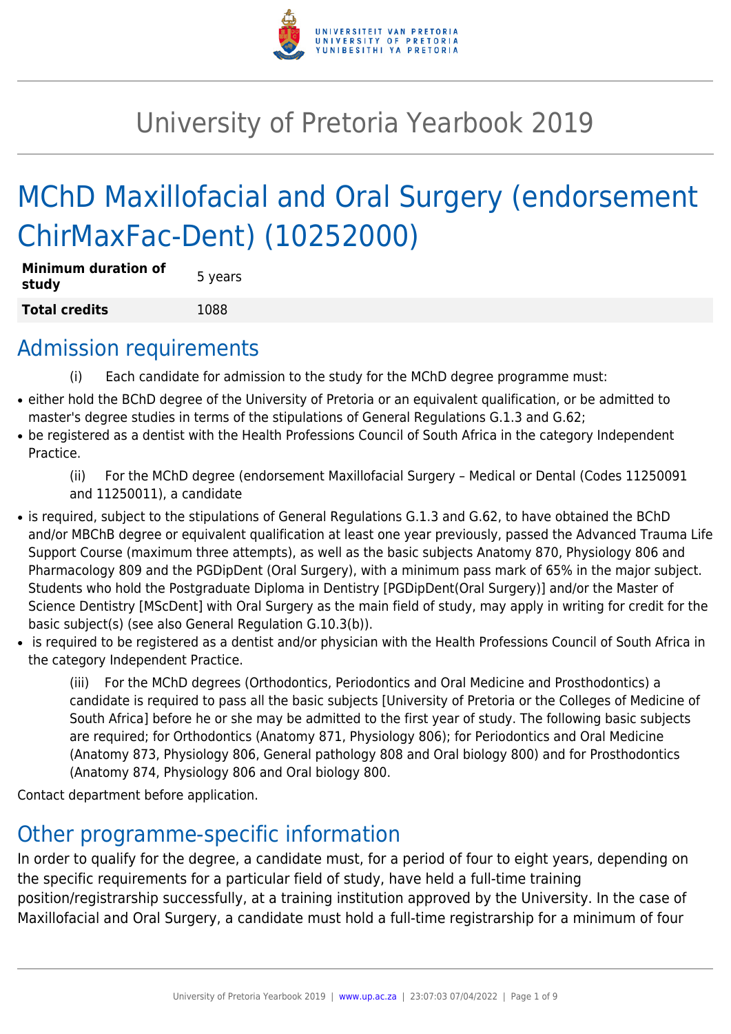# University of Pretoria Yearbook 2019

# MChD Maxillofacial and Oral Surgery (endorsement ChirMaxFac-Dent) (10252000)

| **Minimum duration of study** | 5 years |
|---|---|
| **Total credits** | 1088 |

## Admission requirements

(i) Each candidate for admission to the study for the MChD degree programme must:

- either hold the BChD degree of the University of Pretoria or an equivalent qualification, or be admitted to master's degree studies in terms of the stipulations of General Regulations G.1.3 and G.62;
- be registered as a dentist with the Health Professions Council of South Africa in the category Independent Practice.

(ii) For the MChD degree (endorsement Maxillofacial Surgery – Medical or Dental (Codes 11250091 and 11250011), a candidate

- is required, subject to the stipulations of General Regulations G.1.3 and G.62, to have obtained the BChD and/or MBChB degree or equivalent qualification at least one year previously, passed the Advanced Trauma Life Support Course (maximum three attempts), as well as the basic subjects Anatomy 870, Physiology 806 and Pharmacology 809 and the PGDipDent (Oral Surgery), with a minimum pass mark of 65% in the major subject. Students who hold the Postgraduate Diploma in Dentistry [PGDipDent(Oral Surgery)] and/or the Master of Science Dentistry [MScDent] with Oral Surgery as the main field of study, may apply in writing for credit for the basic subject(s) (see also General Regulation G.10.3(b)).
- is required to be registered as a dentist and/or physician with the Health Professions Council of South Africa in the category Independent Practice.

(iii) For the MChD degrees (Orthodontics, Periodontics and Oral Medicine and Prosthodontics) a candidate is required to pass all the basic subjects [University of Pretoria or the Colleges of Medicine of South Africa] before he or she may be admitted to the first year of study. The following basic subjects are required; for Orthodontics (Anatomy 871, Physiology 806); for Periodontics and Oral Medicine (Anatomy 873, Physiology 806, General pathology 808 and Oral biology 800) and for Prosthodontics (Anatomy 874, Physiology 806 and Oral biology 800.

Contact department before application.

## Other programme-specific information

In order to qualify for the degree, a candidate must, for a period of four to eight years, depending on the specific requirements for a particular field of study, have held a full-time training position/registrarship successfully, at a training institution approved by the University. In the case of Maxillofacial and Oral Surgery, a candidate must hold a full-time registrarship for a minimum of four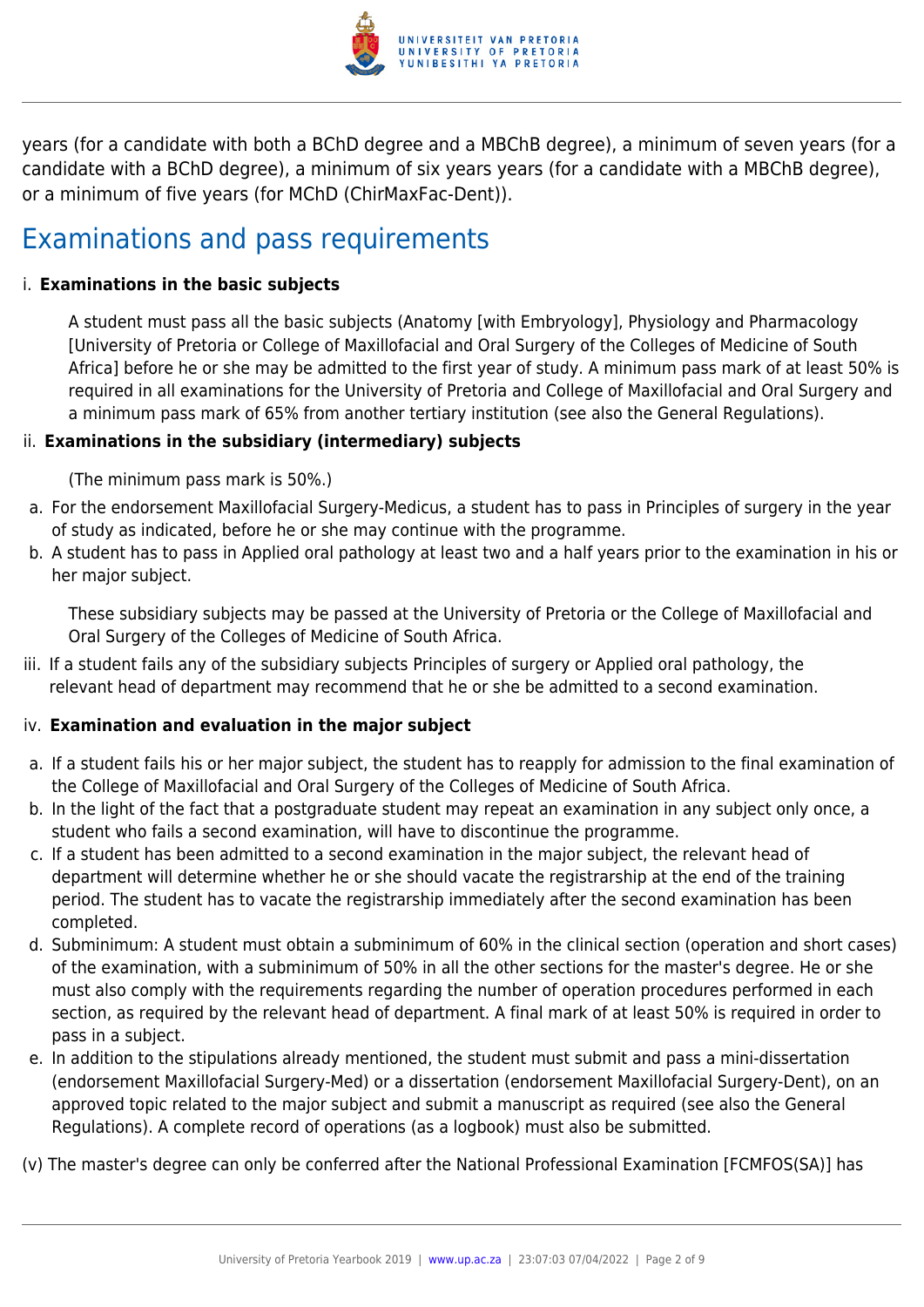years (for a candidate with both a BChD degree and a MBChB degree), a minimum of seven years (for a candidate with a BChD degree), a minimum of six years years (for a candidate with a MBChB degree), or a minimum of five years (for MChD (ChirMaxFac-Dent)).

## Examinations and pass requirements

i. **Examinations in the basic subjects**

A student must pass all the basic subjects (Anatomy [with Embryology], Physiology and Pharmacology [University of Pretoria or College of Maxillofacial and Oral Surgery of the Colleges of Medicine of South Africa] before he or she may be admitted to the first year of study. A minimum pass mark of at least 50% is required in all examinations for the University of Pretoria and College of Maxillofacial and Oral Surgery and a minimum pass mark of 65% from another tertiary institution (see also the General Regulations).

ii. **Examinations in the subsidiary (intermediary) subjects**

(The minimum pass mark is 50%.)

a. For the endorsement Maxillofacial Surgery-Medicus, a student has to pass in Principles of surgery in the year of study as indicated, before he or she may continue with the programme.
b. A student has to pass in Applied oral pathology at least two and a half years prior to the examination in his or her major subject.

These subsidiary subjects may be passed at the University of Pretoria or the College of Maxillofacial and Oral Surgery of the Colleges of Medicine of South Africa.

iii. If a student fails any of the subsidiary subjects Principles of surgery or Applied oral pathology, the relevant head of department may recommend that he or she be admitted to a second examination.

iv. **Examination and evaluation in the major subject**

a. If a student fails his or her major subject, the student has to reapply for admission to the final examination of the College of Maxillofacial and Oral Surgery of the Colleges of Medicine of South Africa.
b. In the light of the fact that a postgraduate student may repeat an examination in any subject only once, a student who fails a second examination, will have to discontinue the programme.
c. If a student has been admitted to a second examination in the major subject, the relevant head of department will determine whether he or she should vacate the registrarship at the end of the training period. The student has to vacate the registrarship immediately after the second examination has been completed.
d. Subminimum: A student must obtain a subminimum of 60% in the clinical section (operation and short cases) of the examination, with a subminimum of 50% in all the other sections for the master's degree. He or she must also comply with the requirements regarding the number of operation procedures performed in each section, as required by the relevant head of department. A final mark of at least 50% is required in order to pass in a subject.
e. In addition to the stipulations already mentioned, the student must submit and pass a mini-dissertation (endorsement Maxillofacial Surgery-Med) or a dissertation (endorsement Maxillofacial Surgery-Dent), on an approved topic related to the major subject and submit a manuscript as required (see also the General Regulations). A complete record of operations (as a logbook) must also be submitted.

(v) The master's degree can only be conferred after the National Professional Examination [FCMFOS(SA)] has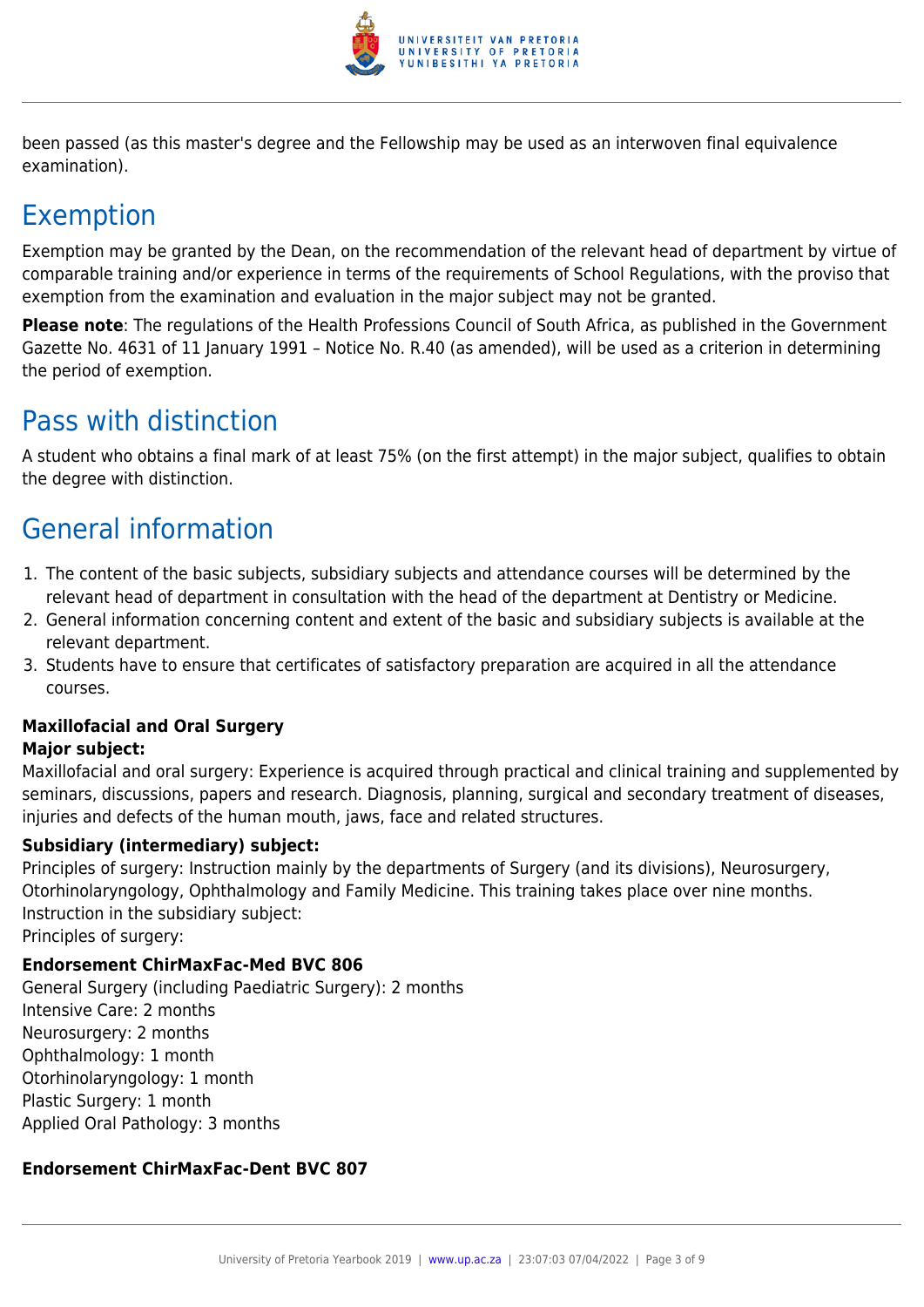been passed (as this master's degree and the Fellowship may be used as an interwoven final equivalence examination).

## Exemption

Exemption may be granted by the Dean, on the recommendation of the relevant head of department by virtue of comparable training and/or experience in terms of the requirements of School Regulations, with the proviso that exemption from the examination and evaluation in the major subject may not be granted.

**Please note**: The regulations of the Health Professions Council of South Africa, as published in the Government Gazette No. 4631 of 11 January 1991 – Notice No. R.40 (as amended), will be used as a criterion in determining the period of exemption.

## Pass with distinction

A student who obtains a final mark of at least 75% (on the first attempt) in the major subject, qualifies to obtain the degree with distinction.

## General information

1. The content of the basic subjects, subsidiary subjects and attendance courses will be determined by the relevant head of department in consultation with the head of the department at Dentistry or Medicine.
2. General information concerning content and extent of the basic and subsidiary subjects is available at the relevant department.
3. Students have to ensure that certificates of satisfactory preparation are acquired in all the attendance courses.

**Maxillofacial and Oral Surgery**

**Major subject:**

Maxillofacial and oral surgery: Experience is acquired through practical and clinical training and supplemented by seminars, discussions, papers and research. Diagnosis, planning, surgical and secondary treatment of diseases, injuries and defects of the human mouth, jaws, face and related structures.

**Subsidiary (intermediary) subject:**

Principles of surgery: Instruction mainly by the departments of Surgery (and its divisions), Neurosurgery, Otorhinolaryngology, Ophthalmology and Family Medicine. This training takes place over nine months.
Instruction in the subsidiary subject:
Principles of surgery:

**Endorsement ChirMaxFac-Med BVC 806**

General Surgery (including Paediatric Surgery): 2 months
Intensive Care: 2 months
Neurosurgery: 2 months
Ophthalmology: 1 month
Otorhinolaryngology: 1 month
Plastic Surgery: 1 month
Applied Oral Pathology: 3 months

**Endorsement ChirMaxFac-Dent BVC 807**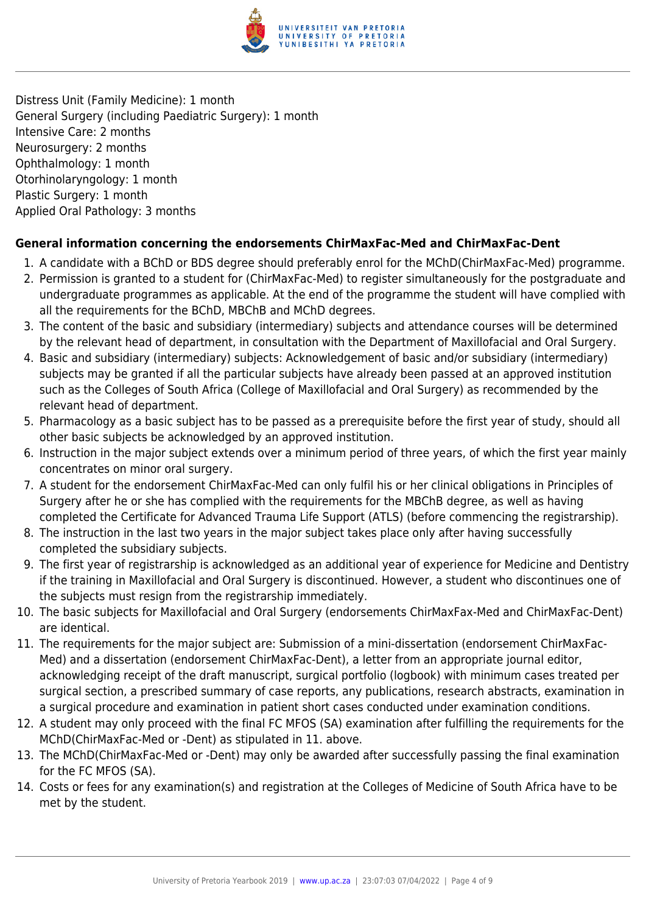Distress Unit (Family Medicine): 1 month
General Surgery (including Paediatric Surgery): 1 month
Intensive Care: 2 months
Neurosurgery: 2 months
Ophthalmology: 1 month
Otorhinolaryngology: 1 month
Plastic Surgery: 1 month
Applied Oral Pathology: 3 months

**General information concerning the endorsements ChirMaxFac-Med and ChirMaxFac-Dent**

1. A candidate with a BChD or BDS degree should preferably enrol for the MChD(ChirMaxFac-Med) programme.
2. Permission is granted to a student for (ChirMaxFac-Med) to register simultaneously for the postgraduate and undergraduate programmes as applicable. At the end of the programme the student will have complied with all the requirements for the BChD, MBChB and MChD degrees.
3. The content of the basic and subsidiary (intermediary) subjects and attendance courses will be determined by the relevant head of department, in consultation with the Department of Maxillofacial and Oral Surgery.
4. Basic and subsidiary (intermediary) subjects: Acknowledgement of basic and/or subsidiary (intermediary) subjects may be granted if all the particular subjects have already been passed at an approved institution such as the Colleges of South Africa (College of Maxillofacial and Oral Surgery) as recommended by the relevant head of department.
5. Pharmacology as a basic subject has to be passed as a prerequisite before the first year of study, should all other basic subjects be acknowledged by an approved institution.
6. Instruction in the major subject extends over a minimum period of three years, of which the first year mainly concentrates on minor oral surgery.
7. A student for the endorsement ChirMaxFac-Med can only fulfil his or her clinical obligations in Principles of Surgery after he or she has complied with the requirements for the MBChB degree, as well as having completed the Certificate for Advanced Trauma Life Support (ATLS) (before commencing the registrarship).
8. The instruction in the last two years in the major subject takes place only after having successfully completed the subsidiary subjects.
9. The first year of registrarship is acknowledged as an additional year of experience for Medicine and Dentistry if the training in Maxillofacial and Oral Surgery is discontinued. However, a student who discontinues one of the subjects must resign from the registrarship immediately.
10. The basic subjects for Maxillofacial and Oral Surgery (endorsements ChirMaxFax-Med and ChirMaxFac-Dent) are identical.
11. The requirements for the major subject are: Submission of a mini-dissertation (endorsement ChirMaxFac-Med) and a dissertation (endorsement ChirMaxFac-Dent), a letter from an appropriate journal editor, acknowledging receipt of the draft manuscript, surgical portfolio (logbook) with minimum cases treated per surgical section, a prescribed summary of case reports, any publications, research abstracts, examination in a surgical procedure and examination in patient short cases conducted under examination conditions.
12. A student may only proceed with the final FC MFOS (SA) examination after fulfilling the requirements for the MChD(ChirMaxFac-Med or -Dent) as stipulated in 11. above.
13. The MChD(ChirMaxFac-Med or -Dent) may only be awarded after successfully passing the final examination for the FC MFOS (SA).
14. Costs or fees for any examination(s) and registration at the Colleges of Medicine of South Africa have to be met by the student.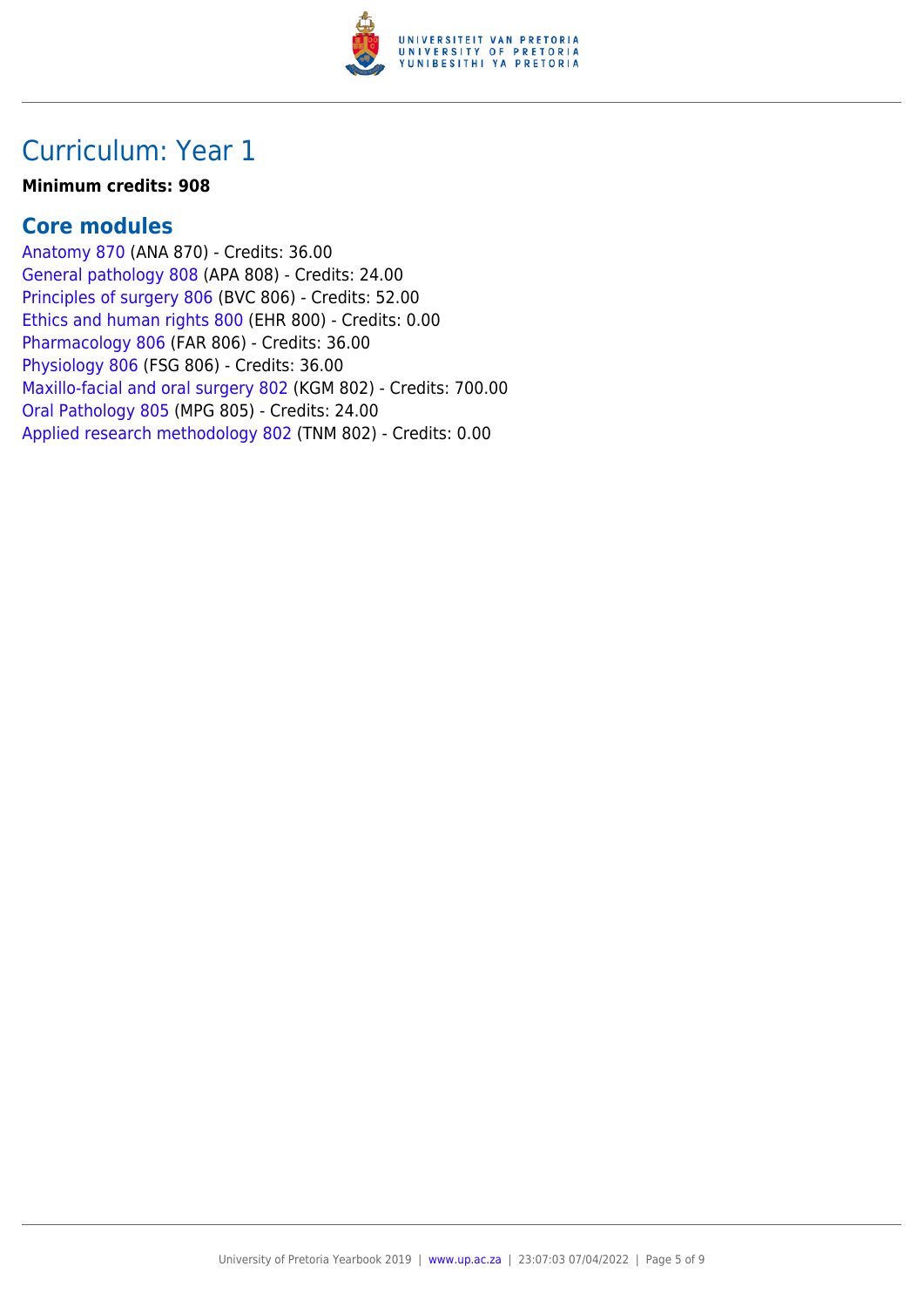# Curriculum: Year 1

**Minimum credits: 908**

## Core modules

Anatomy 870 (ANA 870) - Credits: 36.00
General pathology 808 (APA 808) - Credits: 24.00
Principles of surgery 806 (BVC 806) - Credits: 52.00
Ethics and human rights 800 (EHR 800) - Credits: 0.00
Pharmacology 806 (FAR 806) - Credits: 36.00
Physiology 806 (FSG 806) - Credits: 36.00
Maxillo-facial and oral surgery 802 (KGM 802) - Credits: 700.00
Oral Pathology 805 (MPG 805) - Credits: 24.00
Applied research methodology 802 (TNM 802) - Credits: 0.00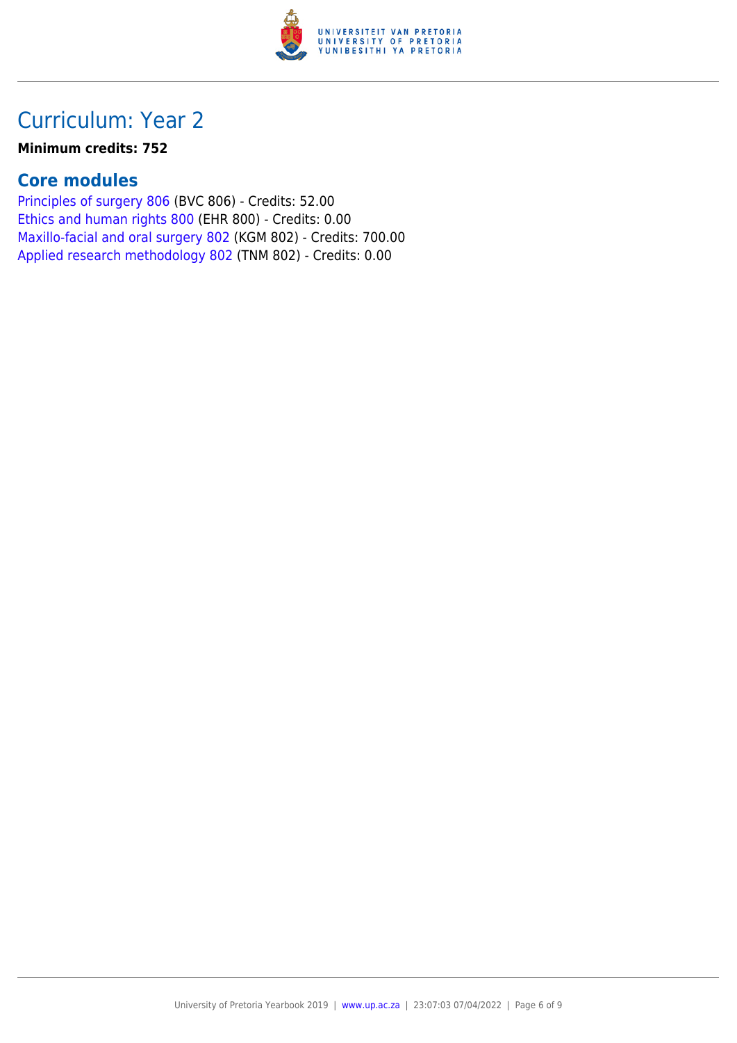## Curriculum: Year 2

**Minimum credits: 752**

### Core modules

Principles of surgery 806 (BVC 806) - Credits: 52.00
Ethics and human rights 800 (EHR 800) - Credits: 0.00
Maxillo-facial and oral surgery 802 (KGM 802) - Credits: 700.00
Applied research methodology 802 (TNM 802) - Credits: 0.00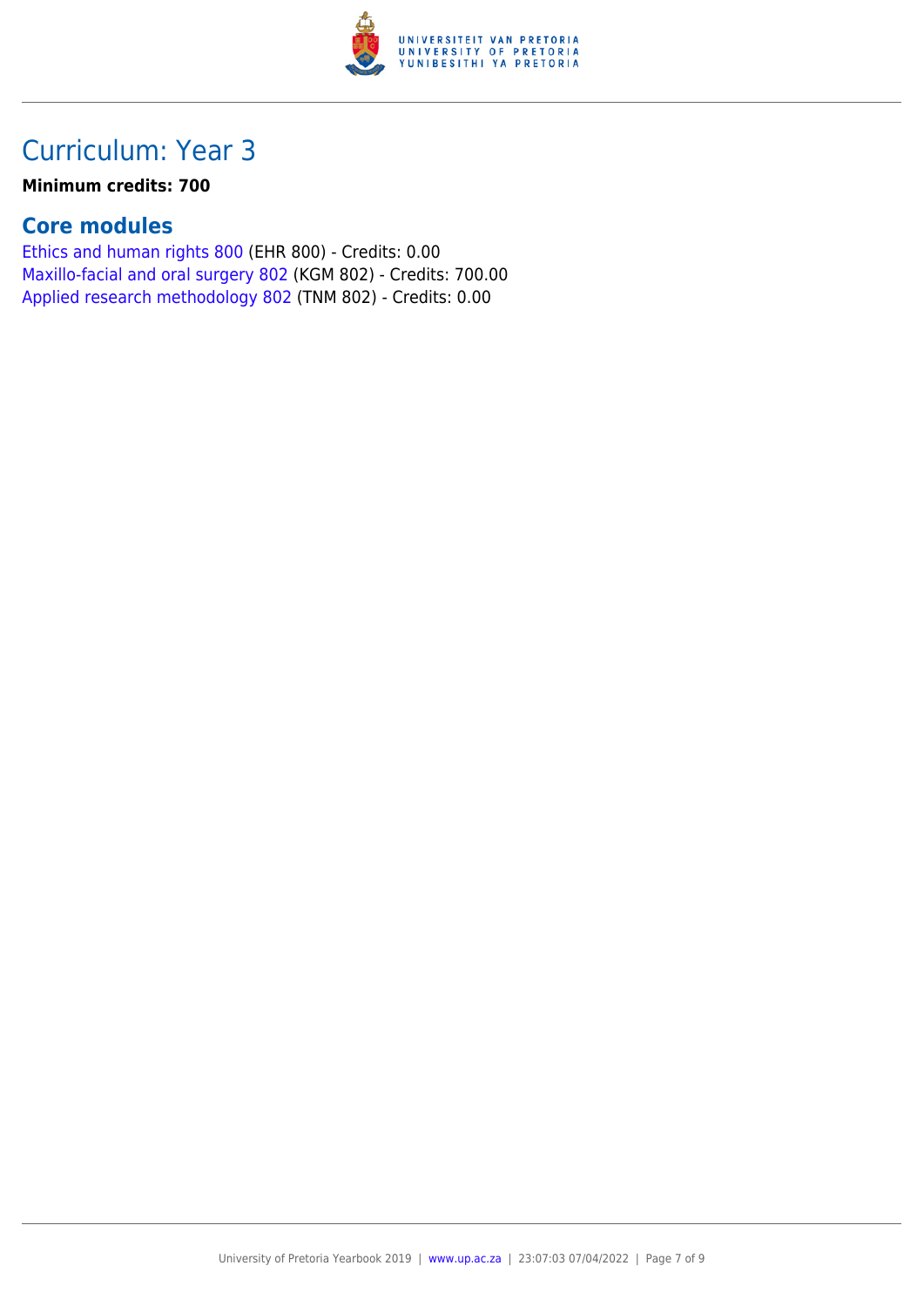# Curriculum: Year 3

**Minimum credits: 700**

## Core modules

Ethics and human rights 800 (EHR 800) - Credits: 0.00
Maxillo-facial and oral surgery 802 (KGM 802) - Credits: 700.00
Applied research methodology 802 (TNM 802) - Credits: 0.00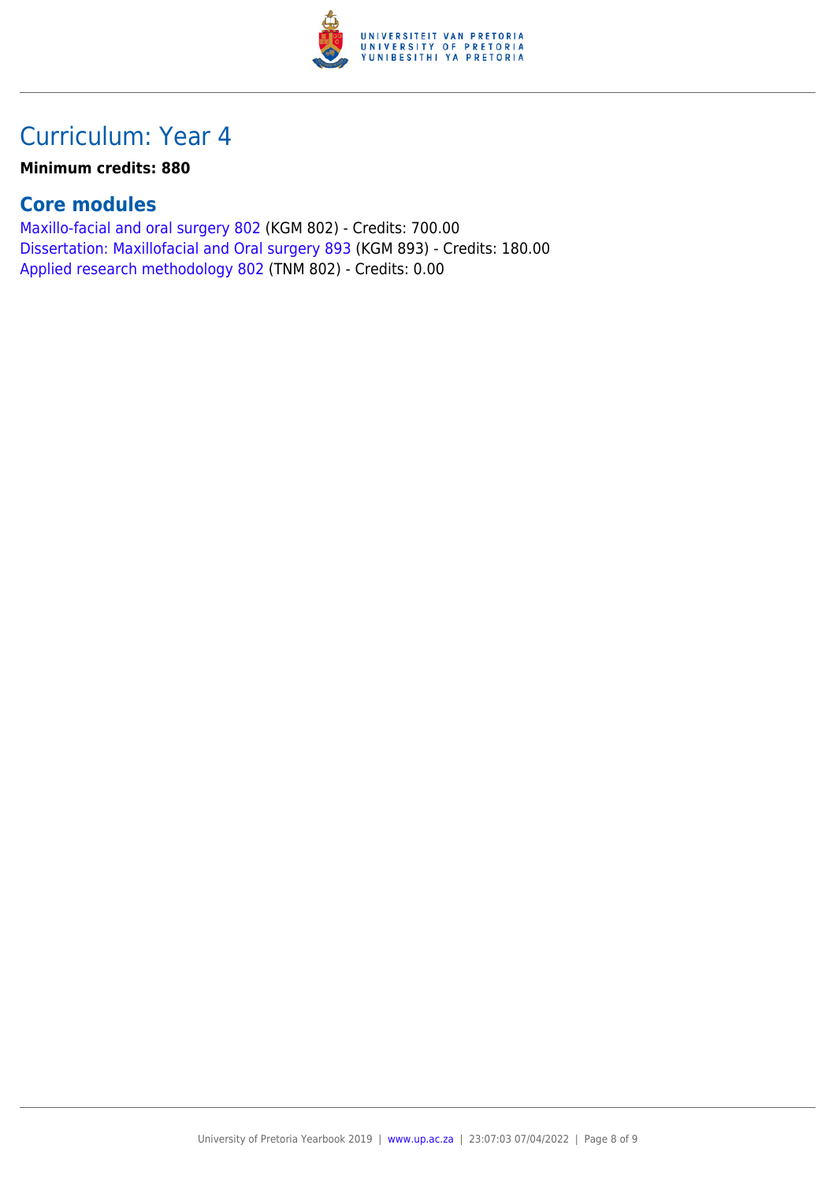## Curriculum: Year 4

**Minimum credits: 880**

### Core modules

Maxillo-facial and oral surgery 802 (KGM 802) - Credits: 700.00
Dissertation: Maxillofacial and Oral surgery 893 (KGM 893) - Credits: 180.00
Applied research methodology 802 (TNM 802) - Credits: 0.00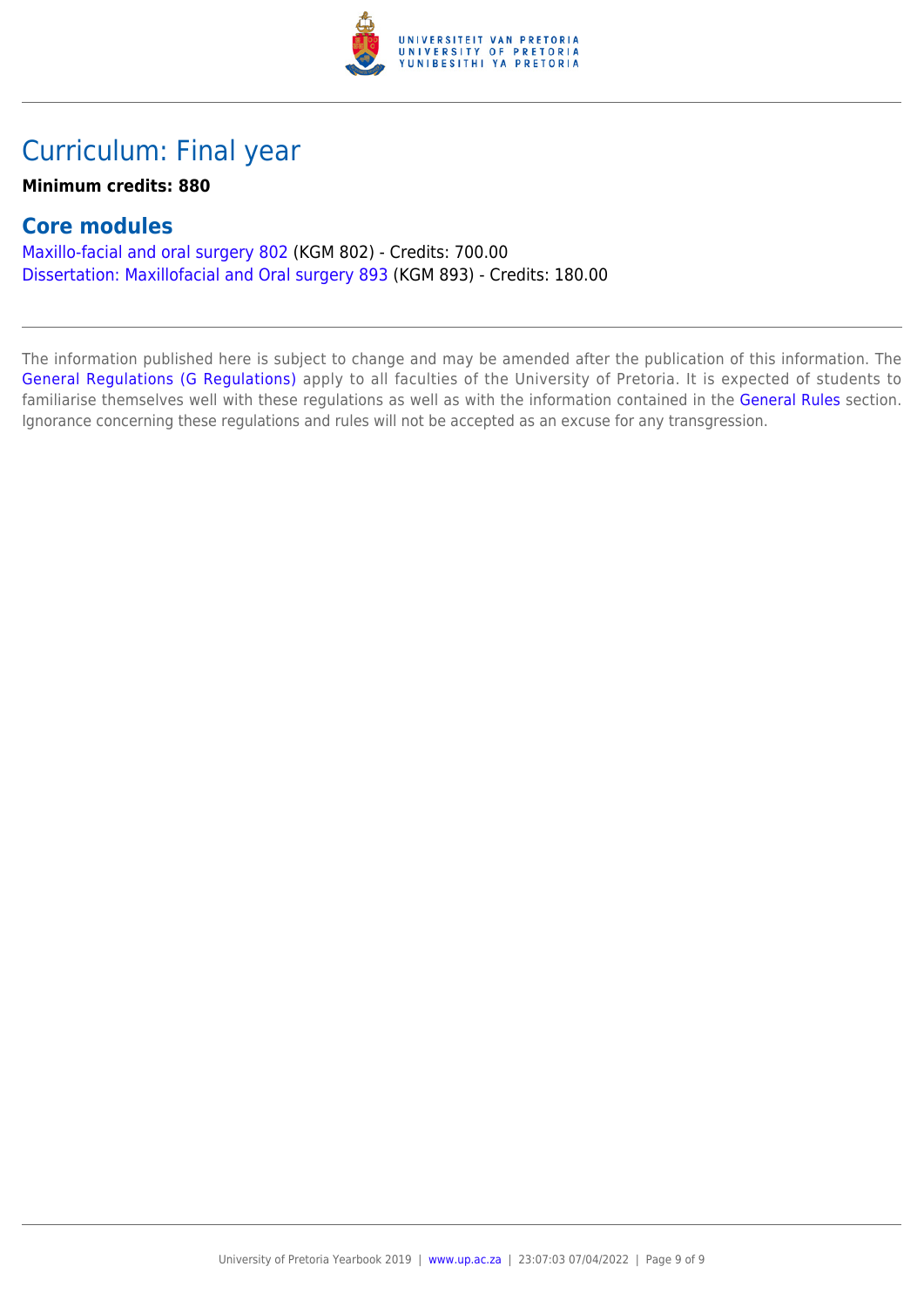## Curriculum: Final year

**Minimum credits: 880**

### Core modules

Maxillo-facial and oral surgery 802 (KGM 802) - Credits: 700.00
Dissertation: Maxillofacial and Oral surgery 893 (KGM 893) - Credits: 180.00

The information published here is subject to change and may be amended after the publication of this information. The General Regulations (G Regulations) apply to all faculties of the University of Pretoria. It is expected of students to familiarise themselves well with these regulations as well as with the information contained in the General Rules section. Ignorance concerning these regulations and rules will not be accepted as an excuse for any transgression.